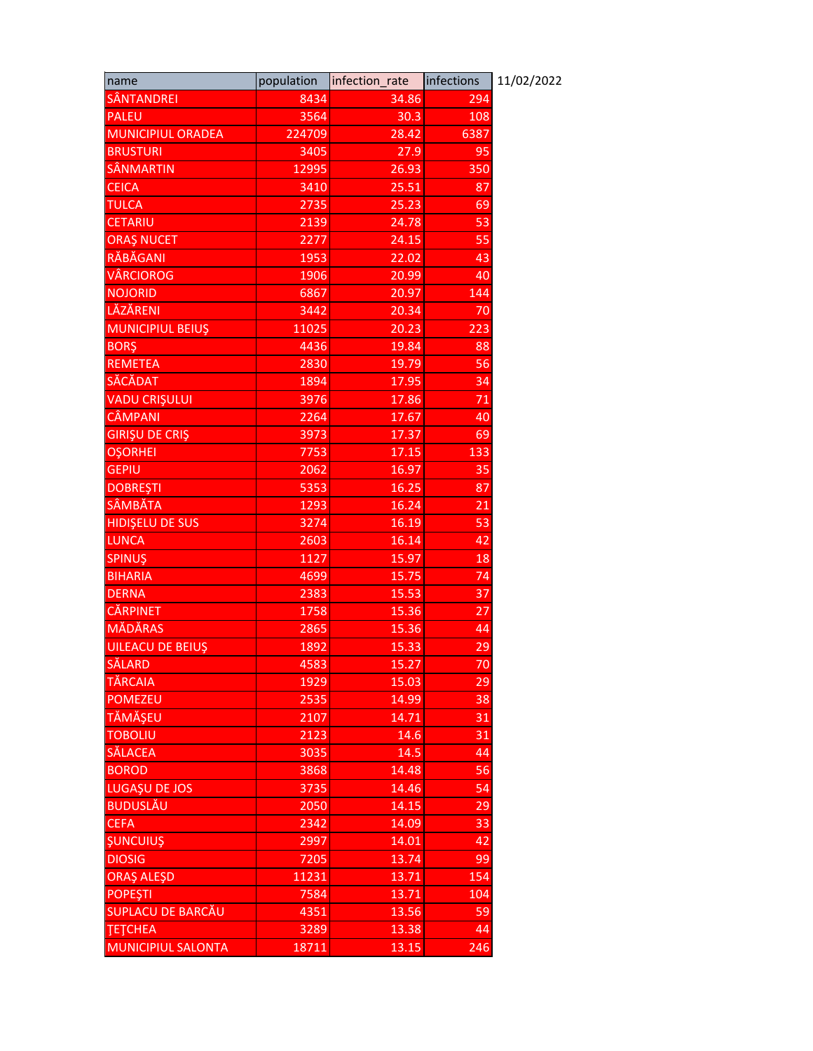| name | population | infection_rate | infections |
|---|---|---|---|
| SÂNTANDREI | 8434 | 34.86 | 294 |
| PALEU | 3564 | 30.3 | 108 |
| MUNICIPIUL ORADEA | 224709 | 28.42 | 6387 |
| BRUSTURI | 3405 | 27.9 | 95 |
| SÂNMARTIN | 12995 | 26.93 | 350 |
| CEICA | 3410 | 25.51 | 87 |
| TULCA | 2735 | 25.23 | 69 |
| CETARIU | 2139 | 24.78 | 53 |
| ORAŞ NUCET | 2277 | 24.15 | 55 |
| RĂBĂGANI | 1953 | 22.02 | 43 |
| VÂRCIOROG | 1906 | 20.99 | 40 |
| NOJORID | 6867 | 20.97 | 144 |
| LĂZĂRENI | 3442 | 20.34 | 70 |
| MUNICIPIUL BEIUŞ | 11025 | 20.23 | 223 |
| BORŞ | 4436 | 19.84 | 88 |
| REMETEA | 2830 | 19.79 | 56 |
| SĂCĂDAT | 1894 | 17.95 | 34 |
| VADU CRIŞULUI | 3976 | 17.86 | 71 |
| CÂMPANI | 2264 | 17.67 | 40 |
| GIRIŞU DE CRIŞ | 3973 | 17.37 | 69 |
| OŞORHEI | 7753 | 17.15 | 133 |
| GEPIU | 2062 | 16.97 | 35 |
| DOBREŞTI | 5353 | 16.25 | 87 |
| SÂMBĂTA | 1293 | 16.24 | 21 |
| HIDIŞELU DE SUS | 3274 | 16.19 | 53 |
| LUNCA | 2603 | 16.14 | 42 |
| SPINUŞ | 1127 | 15.97 | 18 |
| BIHARIA | 4699 | 15.75 | 74 |
| DERNA | 2383 | 15.53 | 37 |
| CĂRPINET | 1758 | 15.36 | 27 |
| MĂDĂRAS | 2865 | 15.36 | 44 |
| UILEACU DE BEIUŞ | 1892 | 15.33 | 29 |
| SĂLARD | 4583 | 15.27 | 70 |
| TĂRCAIA | 1929 | 15.03 | 29 |
| POMEZEU | 2535 | 14.99 | 38 |
| TĂMĂŞEU | 2107 | 14.71 | 31 |
| TOBOLIU | 2123 | 14.6 | 31 |
| SĂLACEA | 3035 | 14.5 | 44 |
| BOROD | 3868 | 14.48 | 56 |
| LUGAŞU DE JOS | 3735 | 14.46 | 54 |
| BUDUSLĂU | 2050 | 14.15 | 29 |
| CEFA | 2342 | 14.09 | 33 |
| ŞUNCUIUŞ | 2997 | 14.01 | 42 |
| DIOSIG | 7205 | 13.74 | 99 |
| ORAŞ ALEŞD | 11231 | 13.71 | 154 |
| POPEŞTI | 7584 | 13.71 | 104 |
| SUPLACU DE BARCĂU | 4351 | 13.56 | 59 |
| ŢEŢCHEA | 3289 | 13.38 | 44 |
| MUNICIPIUL SALONTA | 18711 | 13.15 | 246 |

11/02/2022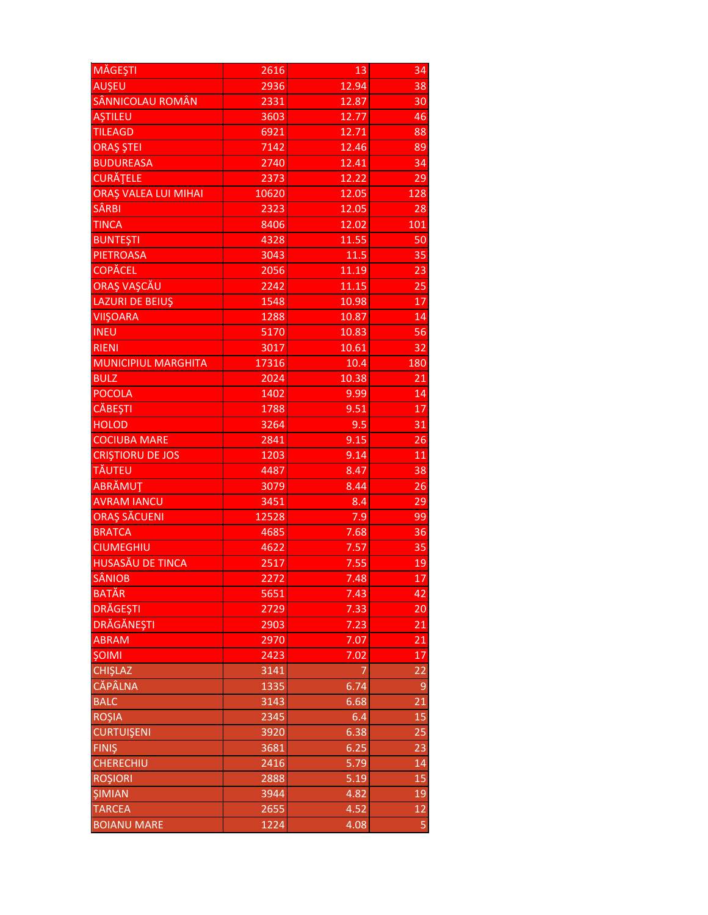| | | | |
|---|---|---|---|
| MĂGEŞTI | 2616 | 13 | 34 |
| AUŞEU | 2936 | 12.94 | 38 |
| SÂNNICOLAU ROMÂN | 2331 | 12.87 | 30 |
| AŞTILEU | 3603 | 12.77 | 46 |
| TILEAGD | 6921 | 12.71 | 88 |
| ORAŞ ŞTEI | 7142 | 12.46 | 89 |
| BUDUREASA | 2740 | 12.41 | 34 |
| CURĂŢELE | 2373 | 12.22 | 29 |
| ORAŞ VALEA LUI MIHAI | 10620 | 12.05 | 128 |
| SÂRBI | 2323 | 12.05 | 28 |
| TINCA | 8406 | 12.02 | 101 |
| BUNTEŞTI | 4328 | 11.55 | 50 |
| PIETROASA | 3043 | 11.5 | 35 |
| COPĂCEL | 2056 | 11.19 | 23 |
| ORAŞ VAŞCĂU | 2242 | 11.15 | 25 |
| LAZURI DE BEIUŞ | 1548 | 10.98 | 17 |
| VIIŞOARA | 1288 | 10.87 | 14 |
| INEU | 5170 | 10.83 | 56 |
| RIENI | 3017 | 10.61 | 32 |
| MUNICIPIUL MARGHITA | 17316 | 10.4 | 180 |
| BULZ | 2024 | 10.38 | 21 |
| POCOLA | 1402 | 9.99 | 14 |
| CĂBEŞTI | 1788 | 9.51 | 17 |
| HOLOD | 3264 | 9.5 | 31 |
| COCIUBA MARE | 2841 | 9.15 | 26 |
| CRIŞTIORU DE JOS | 1203 | 9.14 | 11 |
| TĂUTEU | 4487 | 8.47 | 38 |
| ABRĂMUŢ | 3079 | 8.44 | 26 |
| AVRAM IANCU | 3451 | 8.4 | 29 |
| ORAŞ SĂCUENI | 12528 | 7.9 | 99 |
| BRATCA | 4685 | 7.68 | 36 |
| CIUMEGHIU | 4622 | 7.57 | 35 |
| HUSASĂU DE TINCA | 2517 | 7.55 | 19 |
| SÂNIOB | 2272 | 7.48 | 17 |
| BATĂR | 5651 | 7.43 | 42 |
| DRĂGEŞTI | 2729 | 7.33 | 20 |
| DRĂGĂNEŞTI | 2903 | 7.23 | 21 |
| ABRAM | 2970 | 7.07 | 21 |
| ŞOIMI | 2423 | 7.02 | 17 |
| CHIŞLAZ | 3141 | 7 | 22 |
| CĂPÂLNA | 1335 | 6.74 | 9 |
| BALC | 3143 | 6.68 | 21 |
| ROŞIA | 2345 | 6.4 | 15 |
| CURTUIŞENI | 3920 | 6.38 | 25 |
| FINIŞ | 3681 | 6.25 | 23 |
| CHERECHIU | 2416 | 5.79 | 14 |
| ROŞIORI | 2888 | 5.19 | 15 |
| ŞIMIAN | 3944 | 4.82 | 19 |
| TARCEA | 2655 | 4.52 | 12 |
| BOIANU MARE | 1224 | 4.08 | 5 |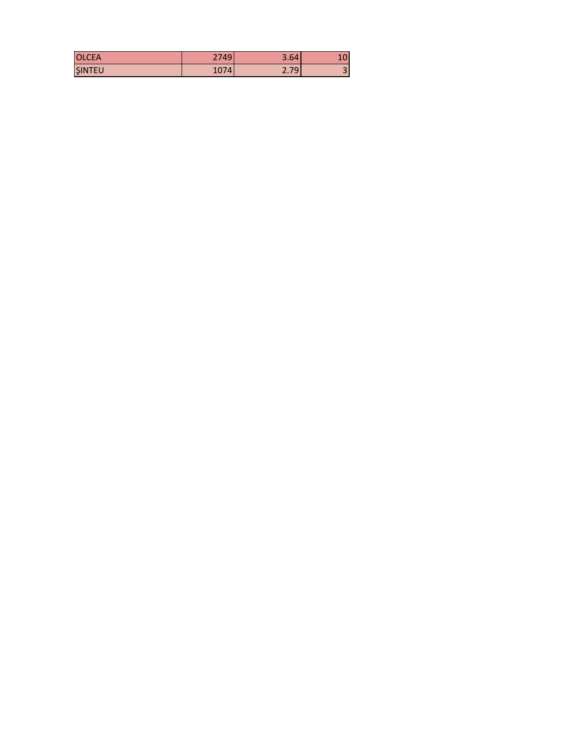| | | | |
|---|---|---|---|
| OLCEA | 2749 | 3.64 | 10 |
| ŞINTEU | 1074 | 2.79 | 3 |